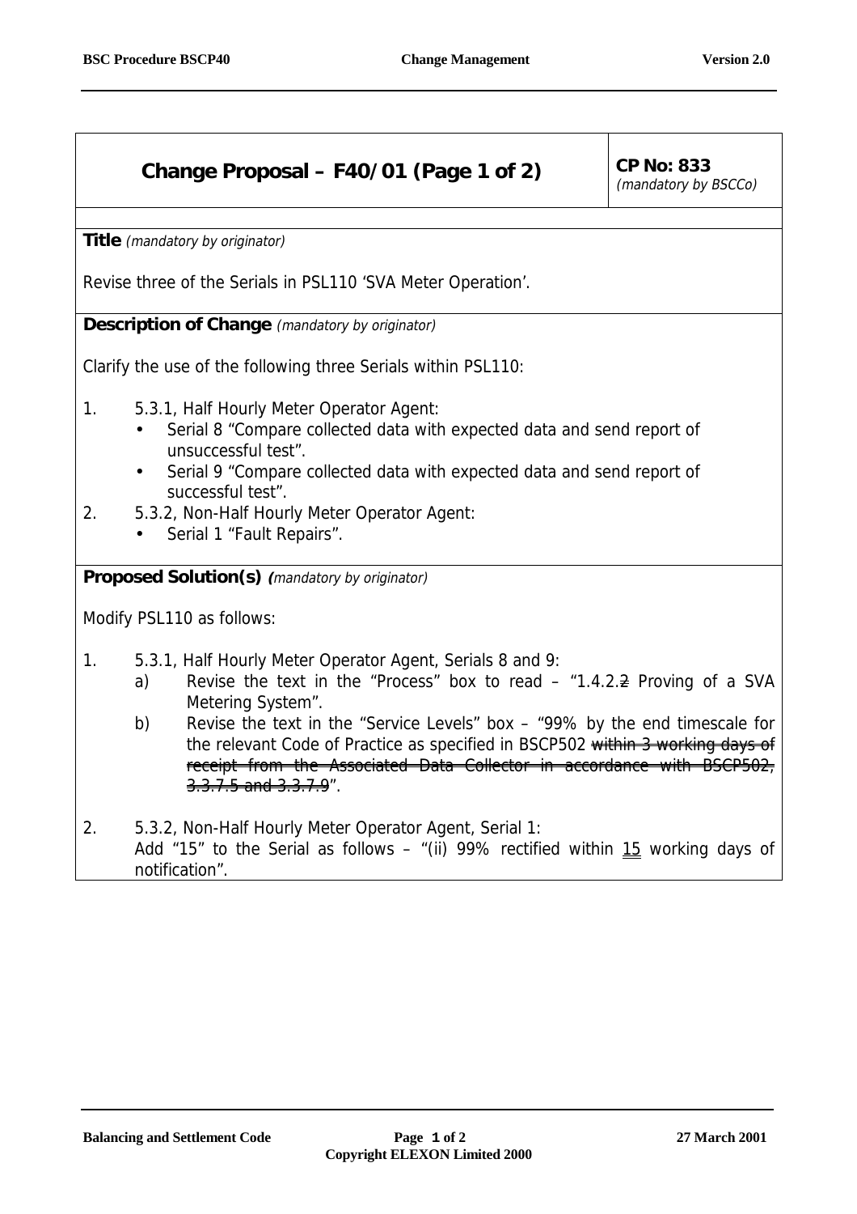| **Change Proposal – F40/01 (Page 1 of 2)** | **CP No: 833** *(mandatory by BSCCo)* |
|---|---|

**Title** *(mandatory by originator)*

Revise three of the Serials in PSL110 'SVA Meter Operation'.

**Description of Change** *(mandatory by originator)*

Clarify the use of the following three Serials within PSL110:

1. 5.3.1, Half Hourly Meter Operator Agent:
   - Serial 8 "Compare collected data with expected data and send report of unsuccessful test".
   - Serial 9 "Compare collected data with expected data and send report of successful test".
2. 5.3.2, Non-Half Hourly Meter Operator Agent:
   - Serial 1 "Fault Repairs".

**Proposed Solution(s)** *(mandatory by originator)*

Modify PSL110 as follows:

1. 5.3.1, Half Hourly Meter Operator Agent, Serials 8 and 9:
   a) Revise the text in the "Process" box to read – "1.4.2.~~2~~ Proving of a SVA Metering System".
   b) Revise the text in the "Service Levels" box – "99% by the end timescale for the relevant Code of Practice as specified in BSCP502 ~~within 3 working days of receipt from the Associated Data Collector in accordance with BSCP502, 3.3.7.5 and 3.3.7.9~~".

2. 5.3.2, Non-Half Hourly Meter Operator Agent, Serial 1:
   Add "15" to the Serial as follows – "(ii) 99% rectified within <u>15</u> working days of notification".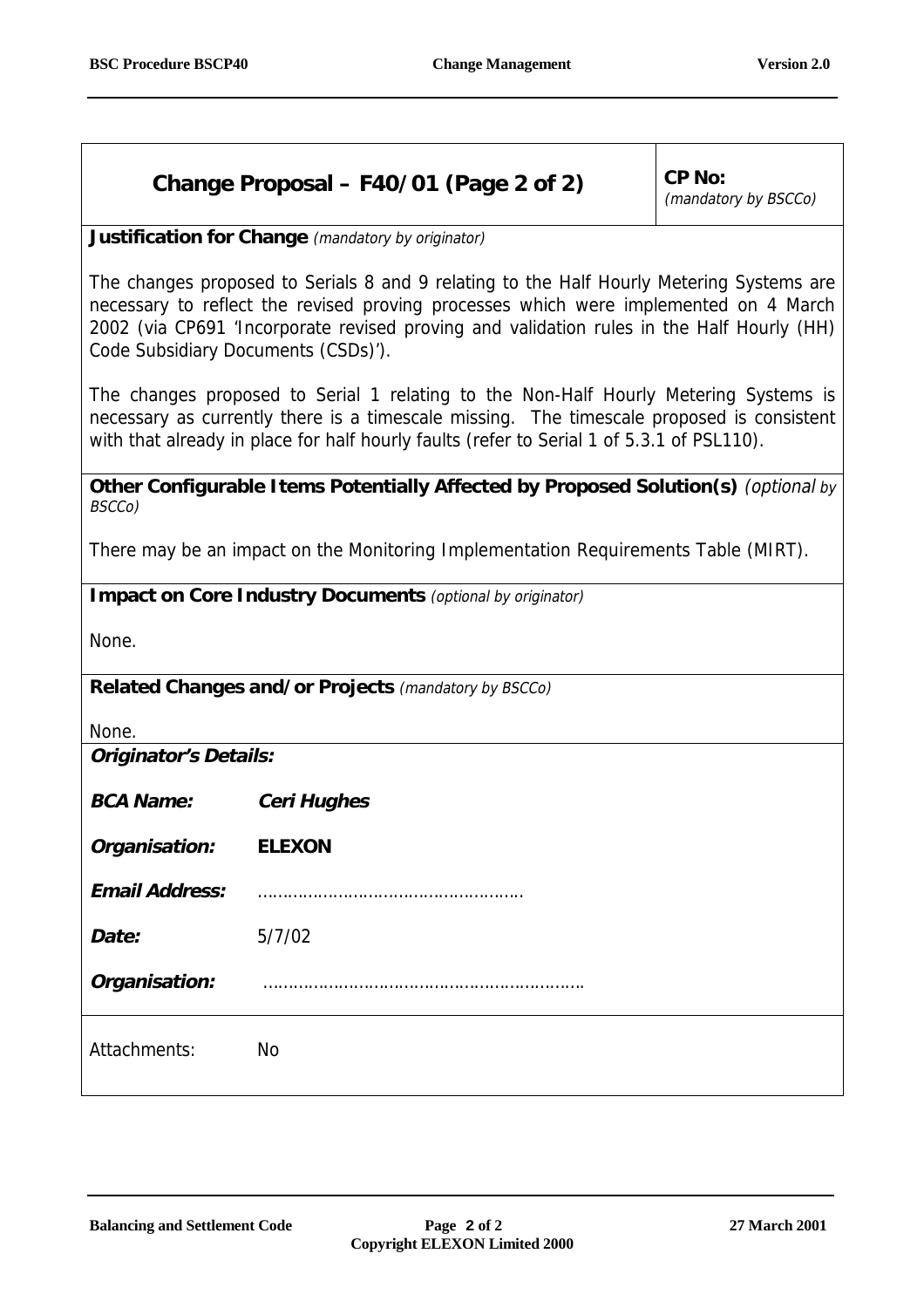## Change Proposal – F40/01 (Page 2 of 2)

**CP No:** *(mandatory by BSCCo)*

**Justification for Change** *(mandatory by originator)*

The changes proposed to Serials 8 and 9 relating to the Half Hourly Metering Systems are necessary to reflect the revised proving processes which were implemented on 4 March 2002 (via CP691 'Incorporate revised proving and validation rules in the Half Hourly (HH) Code Subsidiary Documents (CSDs)').

The changes proposed to Serial 1 relating to the Non-Half Hourly Metering Systems is necessary as currently there is a timescale missing. The timescale proposed is consistent with that already in place for half hourly faults (refer to Serial 1 of 5.3.1 of PSL110).

**Other Configurable Items Potentially Affected by Proposed Solution(s)** *(optional by BSCCo)*

There may be an impact on the Monitoring Implementation Requirements Table (MIRT).

**Impact on Core Industry Documents** *(optional by originator)*

None.

**Related Changes and/or Projects** *(mandatory by BSCCo)*

None.

***Originator's Details:***

***BCA Name:*** ***Ceri Hughes***

***Organisation:*** **ELEXON**

***Email Address:*** ……………………………………………

***Date:*** 5/7/02

***Organisation:*** ……………………………………………………

Attachments: No